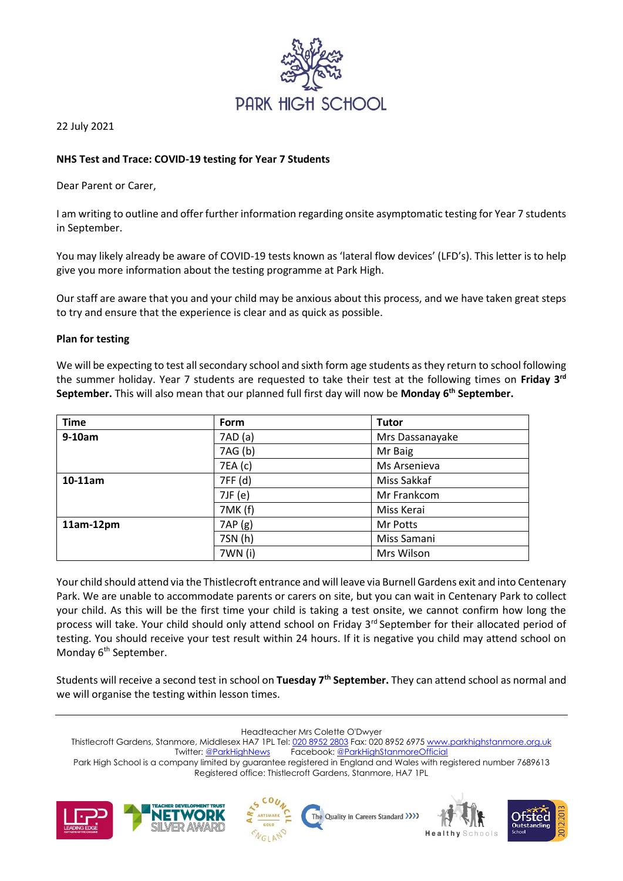PARK HIGH SCHOOL

22 July 2021

**NHS Test and Trace: COVID-19 testing for Year 7 Students**

Dear Parent or Carer,

I am writing to outline and offer further information regarding onsite asymptomatic testing for Year 7 students in September.

You may likely already be aware of COVID-19 tests known as 'lateral flow devices' (LFD's). This letter is to help give you more information about the testing programme at Park High.

Our staff are aware that you and your child may be anxious about this process, and we have taken great steps to try and ensure that the experience is clear and as quick as possible.

**Plan for testing**

We will be expecting to test all secondary school and sixth form age students as they return to school following the summer holiday. Year 7 students are requested to take their test at the following times on **Friday 3rd September.** This will also mean that our planned full first day will now be **Monday 6th September.**

| Time | Form | Tutor |
|---|---|---|
| **9-10am** | 7AD (a) | Mrs Dassanayake |
| | 7AG (b) | Mr Baig |
| | 7EA (c) | Ms Arsenieva |
| **10-11am** | 7FF (d) | Miss Sakkaf |
| | 7JF (e) | Mr Frankcom |
| | 7MK (f) | Miss Kerai |
| **11am-12pm** | 7AP (g) | Mr Potts |
| | 7SN (h) | Miss Samani |
| | 7WN (i) | Mrs Wilson |

Your child should attend via the Thistlecroft entrance and will leave via Burnell Gardens exit and into Centenary Park. We are unable to accommodate parents or carers on site, but you can wait in Centenary Park to collect your child. As this will be the first time your child is taking a test onsite, we cannot confirm how long the process will take. Your child should only attend school on Friday 3rd September for their allocated period of testing. You should receive your test result within 24 hours. If it is negative you child may attend school on Monday 6th September.

Students will receive a second test in school on **Tuesday 7th September.** They can attend school as normal and we will organise the testing within lesson times.

Headteacher Mrs Colette O'Dwyer
Thistlecroft Gardens, Stanmore, Middlesex HA7 1PL Tel: 020 8952 2803 Fax: 020 8952 6975 www.parkhighstanmore.org.uk
Twitter: @ParkHighNews Facebook: @ParkHighStanmoreOfficial
Park High School is a company limited by guarantee registered in England and Wales with registered number 7689613
Registered office: Thistlecroft Gardens, Stanmore, HA7 1PL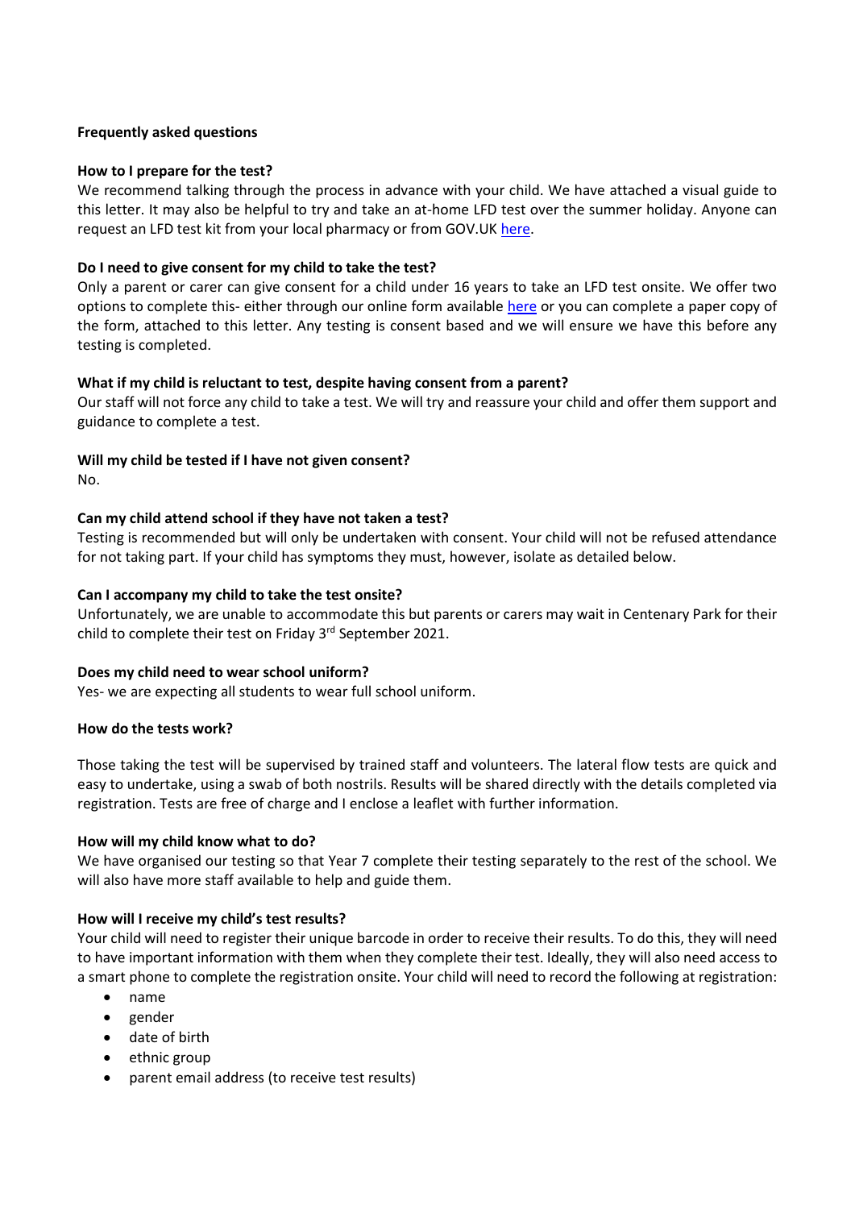**Frequently asked questions**

**How to I prepare for the test?**

We recommend talking through the process in advance with your child. We have attached a visual guide to this letter. It may also be helpful to try and take an at-home LFD test over the summer holiday. Anyone can request an LFD test kit from your local pharmacy or from GOV.UK here.

**Do I need to give consent for my child to take the test?**

Only a parent or carer can give consent for a child under 16 years to take an LFD test onsite. We offer two options to complete this- either through our online form available here or you can complete a paper copy of the form, attached to this letter. Any testing is consent based and we will ensure we have this before any testing is completed.

**What if my child is reluctant to test, despite having consent from a parent?**

Our staff will not force any child to take a test. We will try and reassure your child and offer them support and guidance to complete a test.

**Will my child be tested if I have not given consent?**

No.

**Can my child attend school if they have not taken a test?**

Testing is recommended but will only be undertaken with consent. Your child will not be refused attendance for not taking part. If your child has symptoms they must, however, isolate as detailed below.

**Can I accompany my child to take the test onsite?**

Unfortunately, we are unable to accommodate this but parents or carers may wait in Centenary Park for their child to complete their test on Friday 3rd September 2021.

**Does my child need to wear school uniform?**

Yes- we are expecting all students to wear full school uniform.

**How do the tests work?**

Those taking the test will be supervised by trained staff and volunteers. The lateral flow tests are quick and easy to undertake, using a swab of both nostrils. Results will be shared directly with the details completed via registration. Tests are free of charge and I enclose a leaflet with further information.

**How will my child know what to do?**

We have organised our testing so that Year 7 complete their testing separately to the rest of the school. We will also have more staff available to help and guide them.

**How will I receive my child's test results?**

Your child will need to register their unique barcode in order to receive their results. To do this, they will need to have important information with them when they complete their test. Ideally, they will also need access to a smart phone to complete the registration onsite. Your child will need to record the following at registration:

- name
- gender
- date of birth
- ethnic group
- parent email address (to receive test results)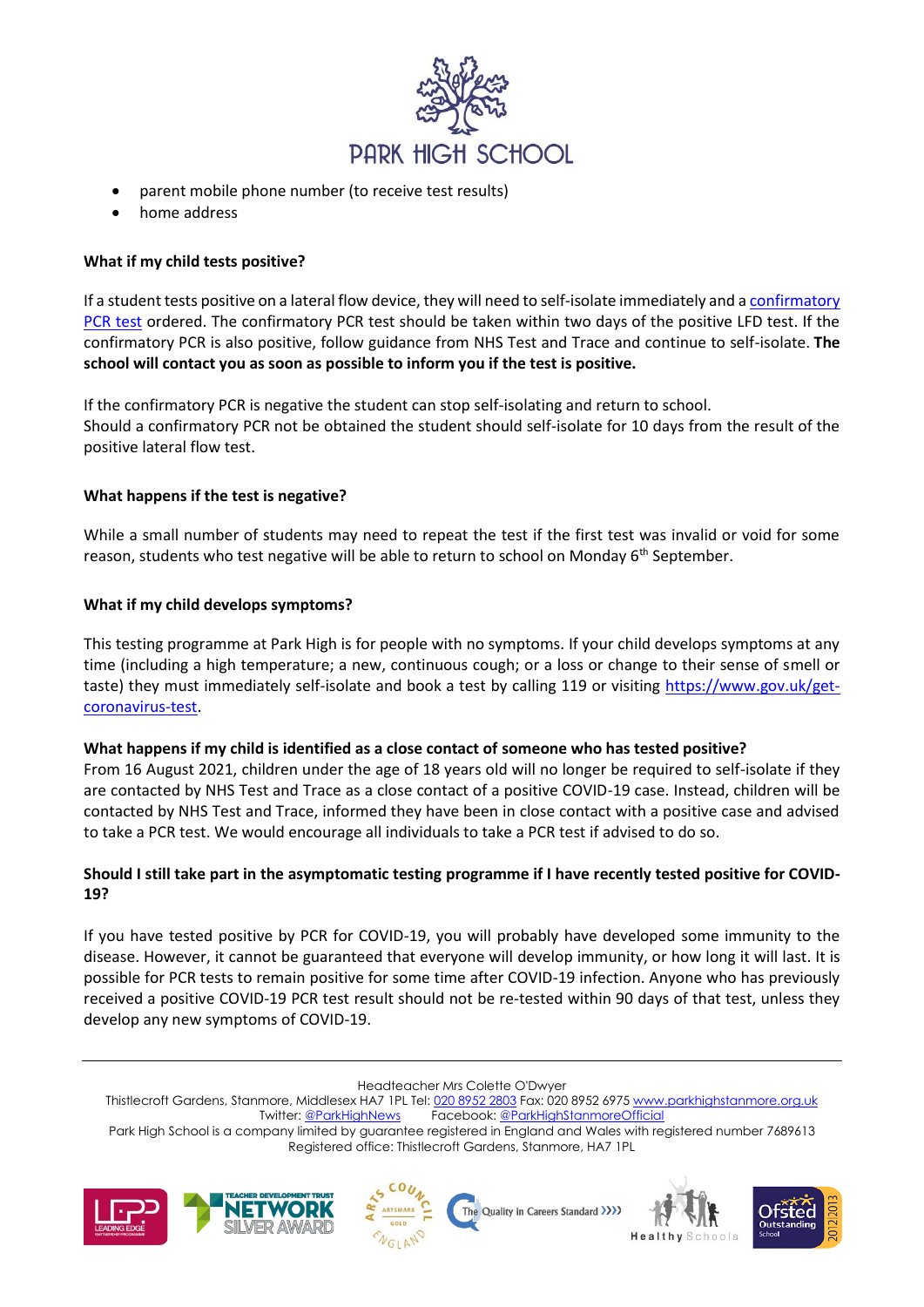- parent mobile phone number (to receive test results)
- home address

**What if my child tests positive?**

If a student tests positive on a lateral flow device, they will need to self-isolate immediately and a confirmatory PCR test ordered. The confirmatory PCR test should be taken within two days of the positive LFD test. If the confirmatory PCR is also positive, follow guidance from NHS Test and Trace and continue to self-isolate. **The school will contact you as soon as possible to inform you if the test is positive.**

If the confirmatory PCR is negative the student can stop self-isolating and return to school.
Should a confirmatory PCR not be obtained the student should self-isolate for 10 days from the result of the positive lateral flow test.

**What happens if the test is negative?**

While a small number of students may need to repeat the test if the first test was invalid or void for some reason, students who test negative will be able to return to school on Monday 6th September.

**What if my child develops symptoms?**

This testing programme at Park High is for people with no symptoms. If your child develops symptoms at any time (including a high temperature; a new, continuous cough; or a loss or change to their sense of smell or taste) they must immediately self-isolate and book a test by calling 119 or visiting https://www.gov.uk/get-coronavirus-test.

**What happens if my child is identified as a close contact of someone who has tested positive?**
From 16 August 2021, children under the age of 18 years old will no longer be required to self-isolate if they are contacted by NHS Test and Trace as a close contact of a positive COVID-19 case. Instead, children will be contacted by NHS Test and Trace, informed they have been in close contact with a positive case and advised to take a PCR test. We would encourage all individuals to take a PCR test if advised to do so.

**Should I still take part in the asymptomatic testing programme if I have recently tested positive for COVID-19?**

If you have tested positive by PCR for COVID-19, you will probably have developed some immunity to the disease. However, it cannot be guaranteed that everyone will develop immunity, or how long it will last. It is possible for PCR tests to remain positive for some time after COVID-19 infection. Anyone who has previously received a positive COVID-19 PCR test result should not be re-tested within 90 days of that test, unless they develop any new symptoms of COVID-19.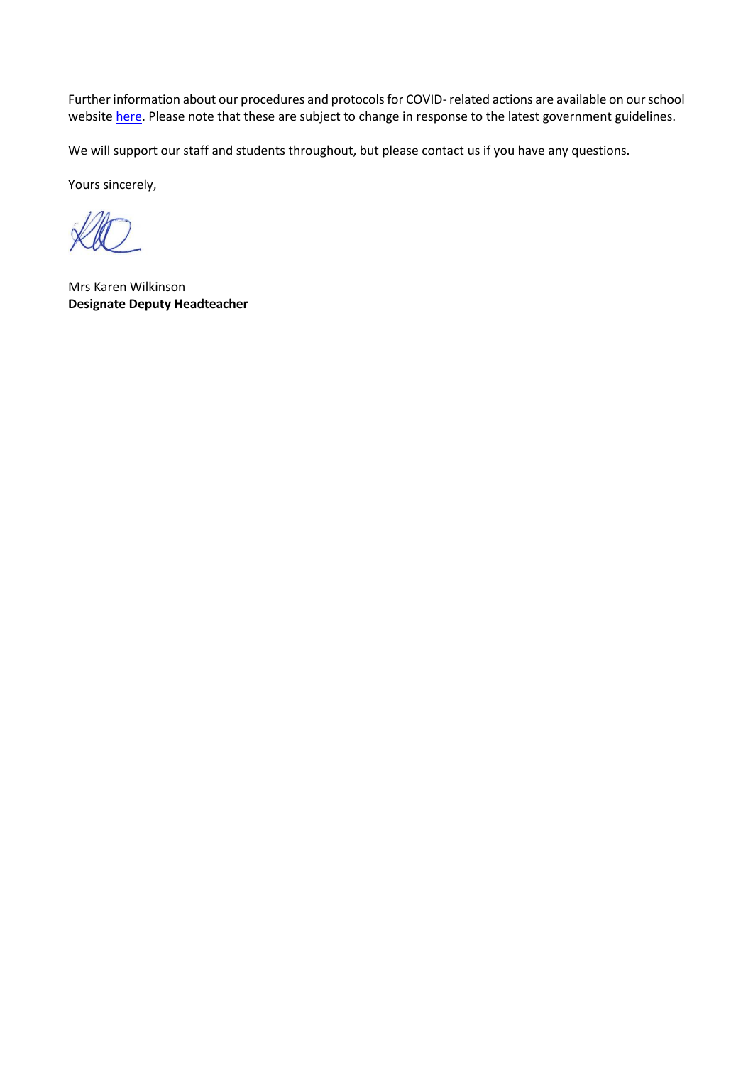Further information about our procedures and protocols for COVID- related actions are available on our school website here. Please note that these are subject to change in response to the latest government guidelines.

We will support our staff and students throughout, but please contact us if you have any questions.

Yours sincerely,

Mrs Karen Wilkinson
**Designate Deputy Headteacher**